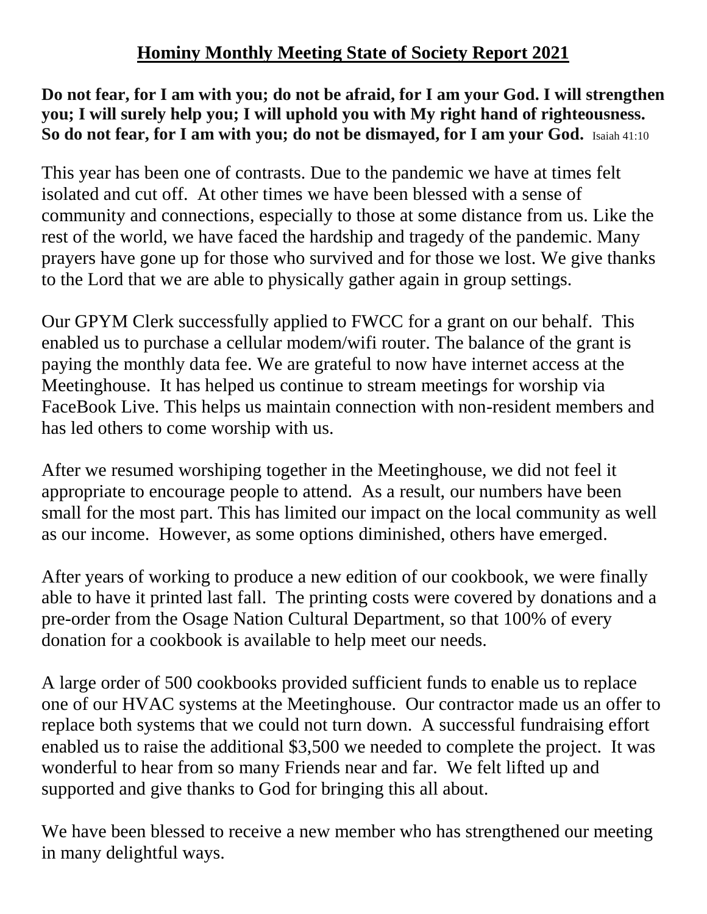# Hominy Monthly Meeting State of Society Report 2021

**Do not fear, for I am with you; do not be afraid, for I am your God. I will strengthen you; I will surely help you; I will uphold you with My right hand of righteousness. So do not fear, for I am with you; do not be dismayed, for I am your God.** Isaiah 41:10

This year has been one of contrasts. Due to the pandemic we have at times felt isolated and cut off. At other times we have been blessed with a sense of community and connections, especially to those at some distance from us. Like the rest of the world, we have faced the hardship and tragedy of the pandemic. Many prayers have gone up for those who survived and for those we lost. We give thanks to the Lord that we are able to physically gather again in group settings.

Our GPYM Clerk successfully applied to FWCC for a grant on our behalf. This enabled us to purchase a cellular modem/wifi router. The balance of the grant is paying the monthly data fee. We are grateful to now have internet access at the Meetinghouse. It has helped us continue to stream meetings for worship via FaceBook Live. This helps us maintain connection with non-resident members and has led others to come worship with us.

After we resumed worshiping together in the Meetinghouse, we did not feel it appropriate to encourage people to attend. As a result, our numbers have been small for the most part. This has limited our impact on the local community as well as our income. However, as some options diminished, others have emerged.

After years of working to produce a new edition of our cookbook, we were finally able to have it printed last fall. The printing costs were covered by donations and a pre-order from the Osage Nation Cultural Department, so that 100% of every donation for a cookbook is available to help meet our needs.

A large order of 500 cookbooks provided sufficient funds to enable us to replace one of our HVAC systems at the Meetinghouse. Our contractor made us an offer to replace both systems that we could not turn down. A successful fundraising effort enabled us to raise the additional $3,500 we needed to complete the project. It was wonderful to hear from so many Friends near and far. We felt lifted up and supported and give thanks to God for bringing this all about.

We have been blessed to receive a new member who has strengthened our meeting in many delightful ways.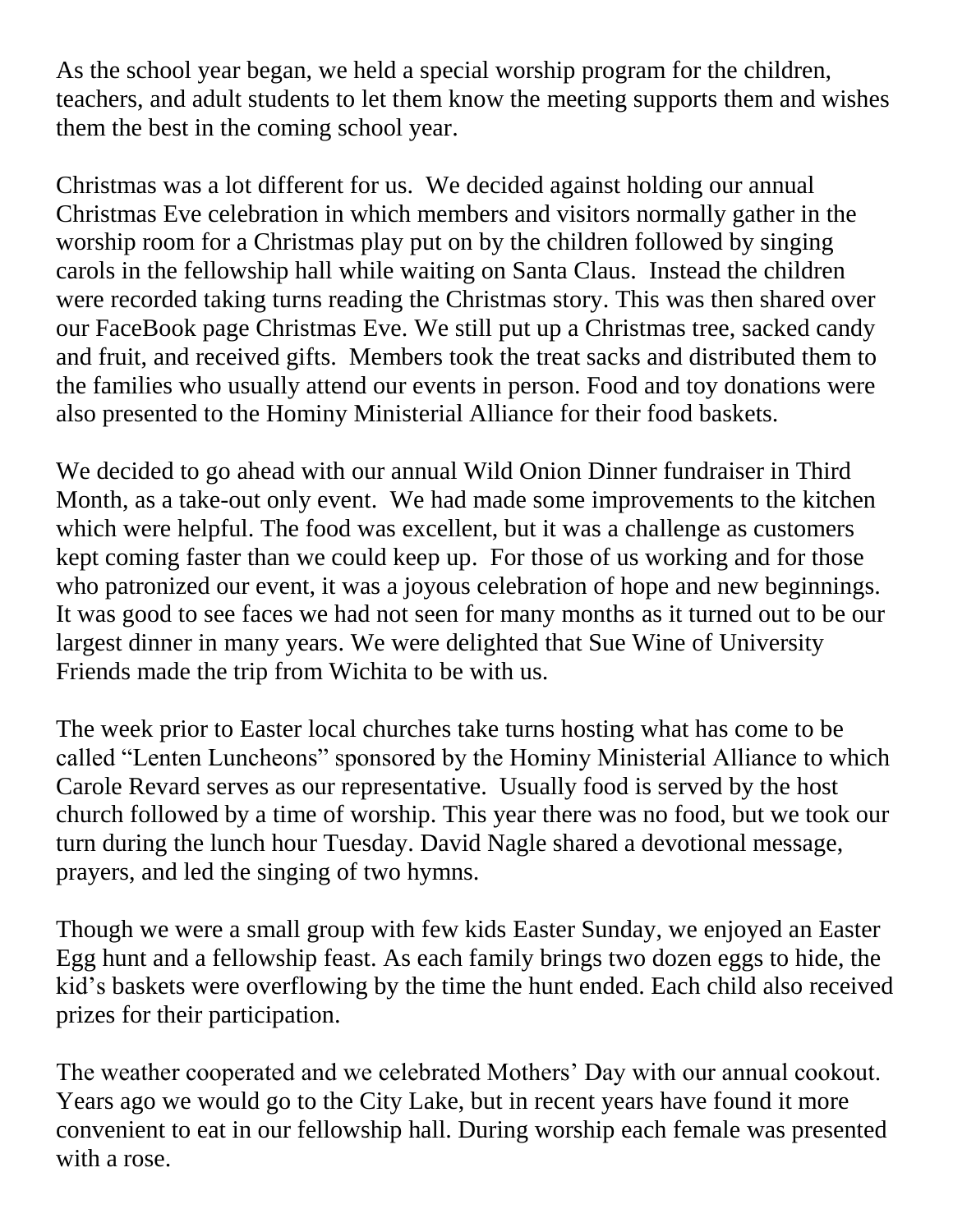As the school year began, we held a special worship program for the children, teachers, and adult students to let them know the meeting supports them and wishes them the best in the coming school year.

Christmas was a lot different for us. We decided against holding our annual Christmas Eve celebration in which members and visitors normally gather in the worship room for a Christmas play put on by the children followed by singing carols in the fellowship hall while waiting on Santa Claus. Instead the children were recorded taking turns reading the Christmas story. This was then shared over our FaceBook page Christmas Eve. We still put up a Christmas tree, sacked candy and fruit, and received gifts. Members took the treat sacks and distributed them to the families who usually attend our events in person. Food and toy donations were also presented to the Hominy Ministerial Alliance for their food baskets.

We decided to go ahead with our annual Wild Onion Dinner fundraiser in Third Month, as a take-out only event. We had made some improvements to the kitchen which were helpful. The food was excellent, but it was a challenge as customers kept coming faster than we could keep up. For those of us working and for those who patronized our event, it was a joyous celebration of hope and new beginnings. It was good to see faces we had not seen for many months as it turned out to be our largest dinner in many years. We were delighted that Sue Wine of University Friends made the trip from Wichita to be with us.

The week prior to Easter local churches take turns hosting what has come to be called "Lenten Luncheons" sponsored by the Hominy Ministerial Alliance to which Carole Revard serves as our representative. Usually food is served by the host church followed by a time of worship. This year there was no food, but we took our turn during the lunch hour Tuesday. David Nagle shared a devotional message, prayers, and led the singing of two hymns.

Though we were a small group with few kids Easter Sunday, we enjoyed an Easter Egg hunt and a fellowship feast. As each family brings two dozen eggs to hide, the kid's baskets were overflowing by the time the hunt ended. Each child also received prizes for their participation.

The weather cooperated and we celebrated Mothers' Day with our annual cookout. Years ago we would go to the City Lake, but in recent years have found it more convenient to eat in our fellowship hall. During worship each female was presented with a rose.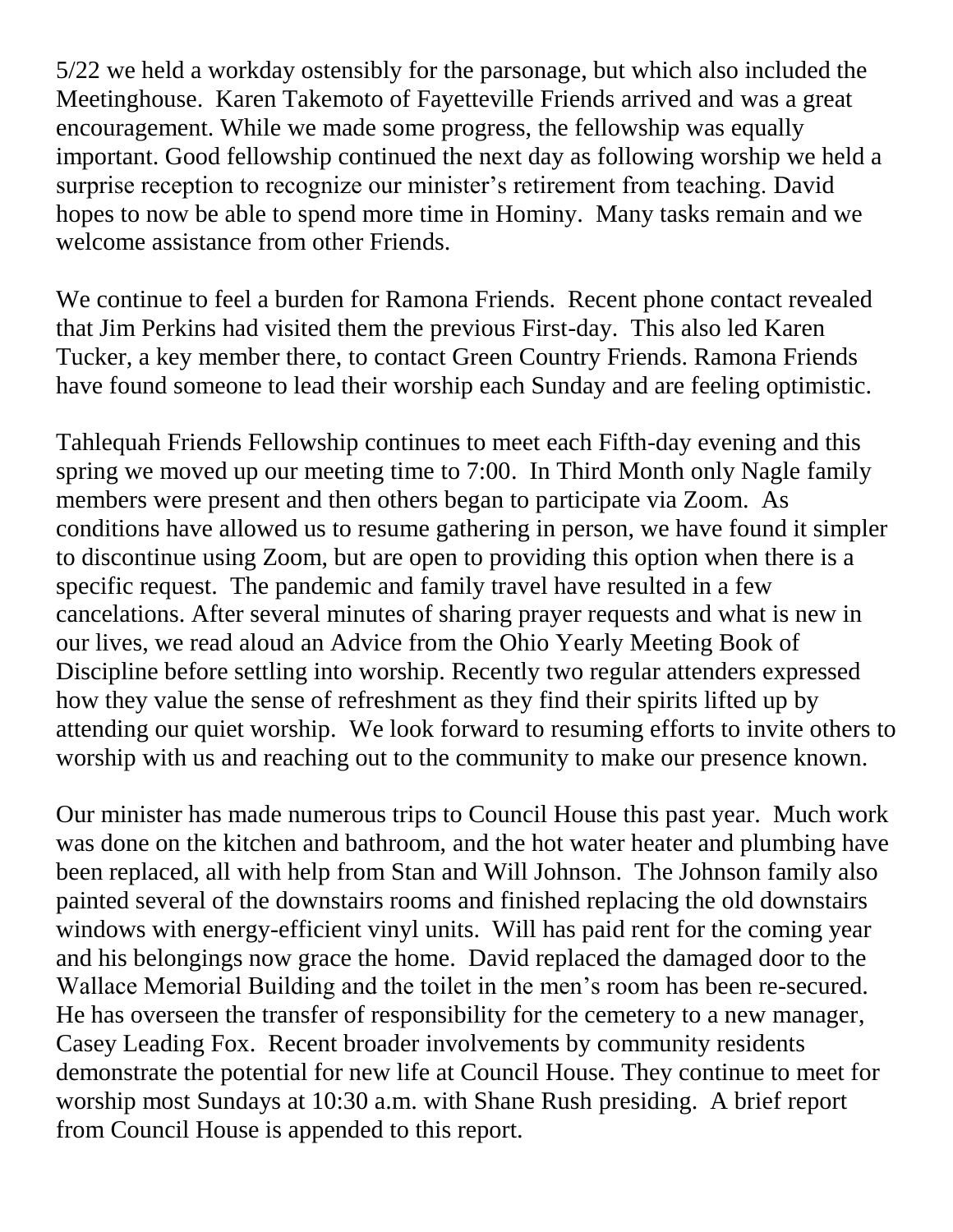5/22 we held a workday ostensibly for the parsonage, but which also included the Meetinghouse. Karen Takemoto of Fayetteville Friends arrived and was a great encouragement. While we made some progress, the fellowship was equally important. Good fellowship continued the next day as following worship we held a surprise reception to recognize our minister's retirement from teaching. David hopes to now be able to spend more time in Hominy. Many tasks remain and we welcome assistance from other Friends.

We continue to feel a burden for Ramona Friends. Recent phone contact revealed that Jim Perkins had visited them the previous First-day. This also led Karen Tucker, a key member there, to contact Green Country Friends. Ramona Friends have found someone to lead their worship each Sunday and are feeling optimistic.

Tahlequah Friends Fellowship continues to meet each Fifth-day evening and this spring we moved up our meeting time to 7:00. In Third Month only Nagle family members were present and then others began to participate via Zoom. As conditions have allowed us to resume gathering in person, we have found it simpler to discontinue using Zoom, but are open to providing this option when there is a specific request. The pandemic and family travel have resulted in a few cancelations. After several minutes of sharing prayer requests and what is new in our lives, we read aloud an Advice from the Ohio Yearly Meeting Book of Discipline before settling into worship. Recently two regular attenders expressed how they value the sense of refreshment as they find their spirits lifted up by attending our quiet worship. We look forward to resuming efforts to invite others to worship with us and reaching out to the community to make our presence known.

Our minister has made numerous trips to Council House this past year. Much work was done on the kitchen and bathroom, and the hot water heater and plumbing have been replaced, all with help from Stan and Will Johnson. The Johnson family also painted several of the downstairs rooms and finished replacing the old downstairs windows with energy-efficient vinyl units. Will has paid rent for the coming year and his belongings now grace the home. David replaced the damaged door to the Wallace Memorial Building and the toilet in the men's room has been re-secured. He has overseen the transfer of responsibility for the cemetery to a new manager, Casey Leading Fox. Recent broader involvements by community residents demonstrate the potential for new life at Council House. They continue to meet for worship most Sundays at 10:30 a.m. with Shane Rush presiding. A brief report from Council House is appended to this report.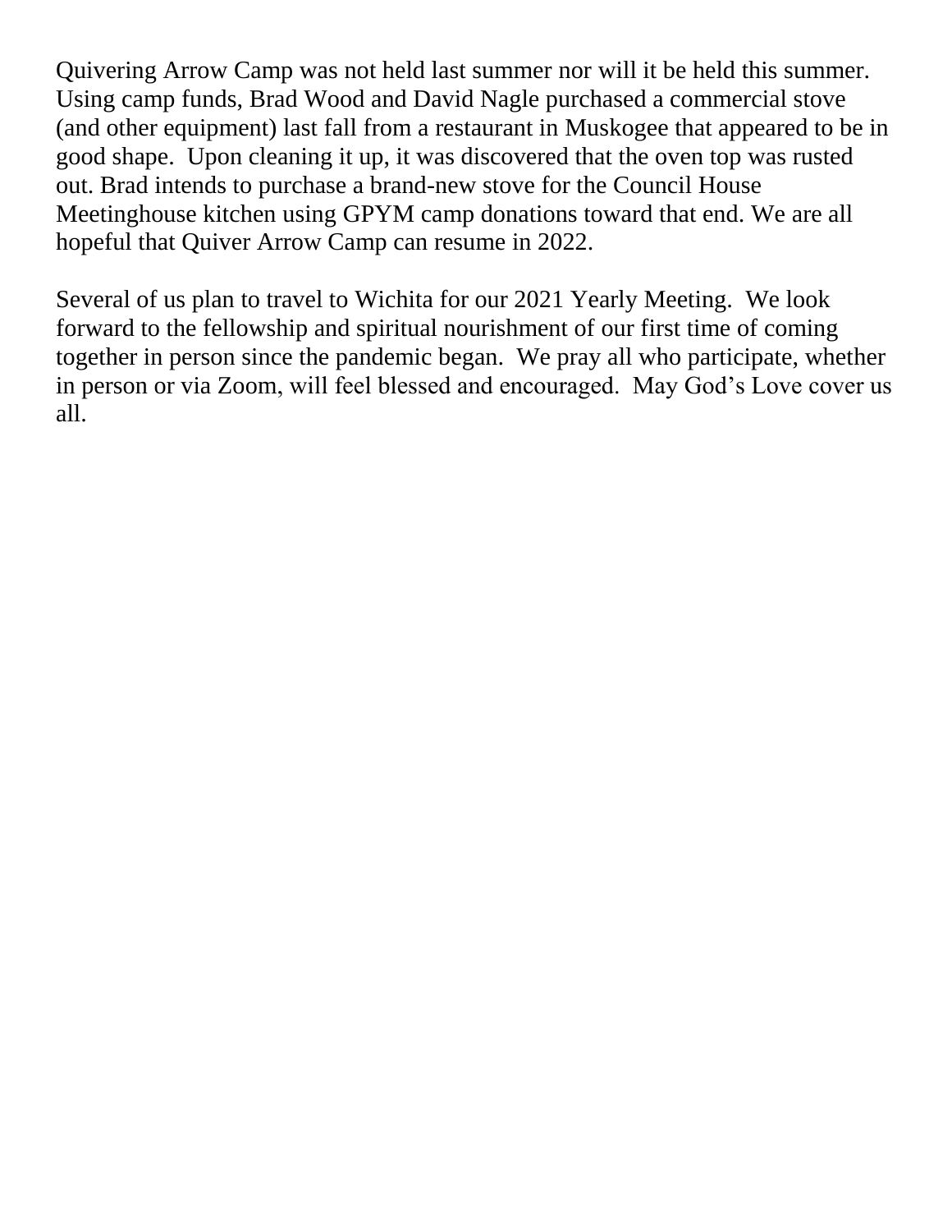Quivering Arrow Camp was not held last summer nor will it be held this summer. Using camp funds, Brad Wood and David Nagle purchased a commercial stove (and other equipment) last fall from a restaurant in Muskogee that appeared to be in good shape. Upon cleaning it up, it was discovered that the oven top was rusted out. Brad intends to purchase a brand-new stove for the Council House Meetinghouse kitchen using GPYM camp donations toward that end. We are all hopeful that Quiver Arrow Camp can resume in 2022.

Several of us plan to travel to Wichita for our 2021 Yearly Meeting. We look forward to the fellowship and spiritual nourishment of our first time of coming together in person since the pandemic began. We pray all who participate, whether in person or via Zoom, will feel blessed and encouraged. May God's Love cover us all.